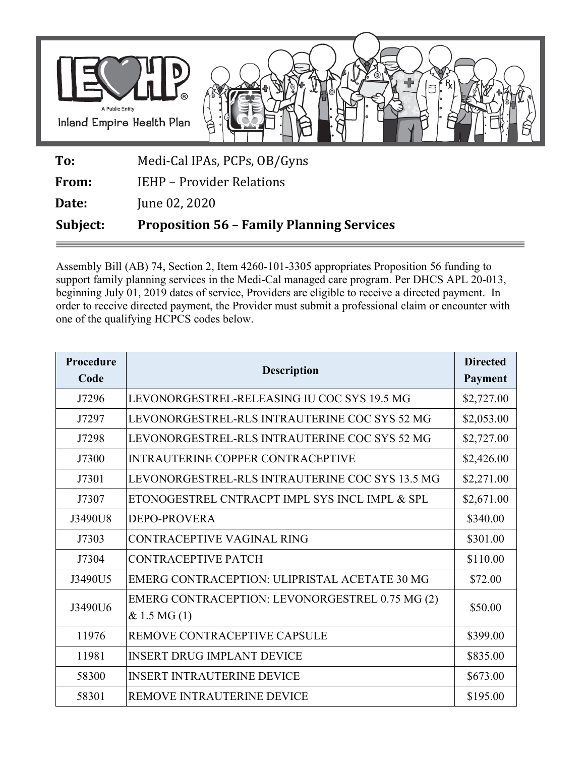**To:** Medi-Cal IPAs, PCPs, OB/Gyns

**From:** IEHP – Provider Relations

**Date:** June 02, 2020

**Subject:** **Proposition 56 – Family Planning Services**

---

Assembly Bill (AB) 74, Section 2, Item 4260-101-3305 appropriates Proposition 56 funding to support family planning services in the Medi-Cal managed care program. Per DHCS APL 20-013, beginning July 01, 2019 dates of service, Providers are eligible to receive a directed payment. In order to receive directed payment, the Provider must submit a professional claim or encounter with one of the qualifying HCPCS codes below.

| Procedure Code | Description | Directed Payment |
|---|---|---|
| J7296 | LEVONORGESTREL-RELEASING IU COC SYS 19.5 MG | $2,727.00 |
| J7297 | LEVONORGESTREL-RLS INTRAUTERINE COC SYS 52 MG | $2,053.00 |
| J7298 | LEVONORGESTREL-RLS INTRAUTERINE COC SYS 52 MG | $2,727.00 |
| J7300 | INTRAUTERINE COPPER CONTRACEPTIVE | $2,426.00 |
| J7301 | LEVONORGESTREL-RLS INTRAUTERINE COC SYS 13.5 MG | $2,271.00 |
| J7307 | ETONOGESTREL CNTRACPT IMPL SYS INCL IMPL & SPL | $2,671.00 |
| J3490U8 | DEPO-PROVERA | $340.00 |
| J7303 | CONTRACEPTIVE VAGINAL RING | $301.00 |
| J7304 | CONTRACEPTIVE PATCH | $110.00 |
| J3490U5 | EMERG CONTRACEPTION: ULIPRISTAL ACETATE 30 MG | $72.00 |
| J3490U6 | EMERG CONTRACEPTION: LEVONORGESTREL 0.75 MG (2) & 1.5 MG (1) | $50.00 |
| 11976 | REMOVE CONTRACEPTIVE CAPSULE | $399.00 |
| 11981 | INSERT DRUG IMPLANT DEVICE | $835.00 |
| 58300 | INSERT INTRAUTERINE DEVICE | $673.00 |
| 58301 | REMOVE INTRAUTERINE DEVICE | $195.00 |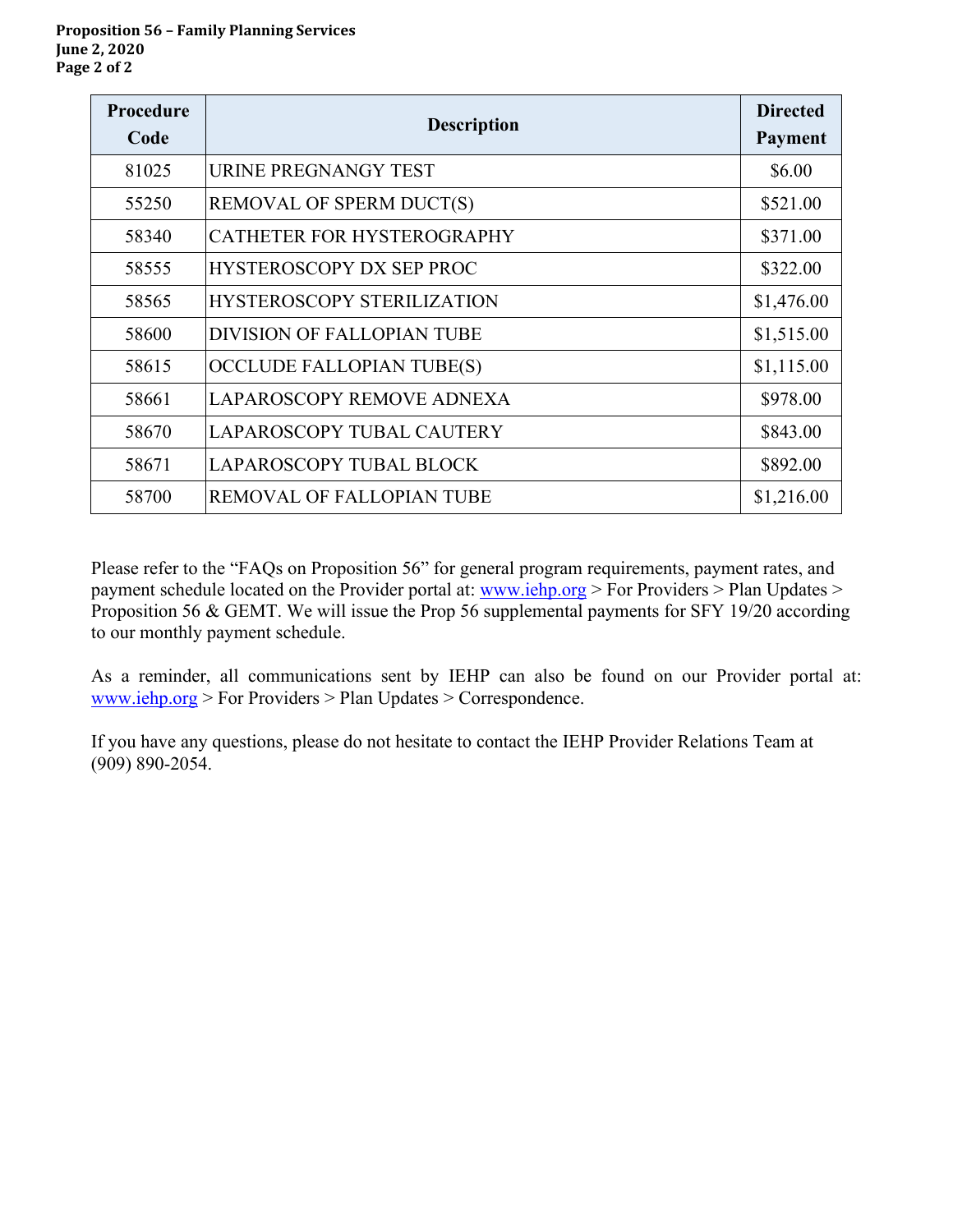| Procedure Code | Description | Directed Payment |
|---|---|---|
| 81025 | URINE PREGNANGY TEST | $6.00 |
| 55250 | REMOVAL OF SPERM DUCT(S) | $521.00 |
| 58340 | CATHETER FOR HYSTEROGRAPHY | $371.00 |
| 58555 | HYSTEROSCOPY DX SEP PROC | $322.00 |
| 58565 | HYSTEROSCOPY STERILIZATION | $1,476.00 |
| 58600 | DIVISION OF FALLOPIAN TUBE | $1,515.00 |
| 58615 | OCCLUDE FALLOPIAN TUBE(S) | $1,115.00 |
| 58661 | LAPAROSCOPY REMOVE ADNEXA | $978.00 |
| 58670 | LAPAROSCOPY TUBAL CAUTERY | $843.00 |
| 58671 | LAPAROSCOPY TUBAL BLOCK | $892.00 |
| 58700 | REMOVAL OF FALLOPIAN TUBE | $1,216.00 |

Please refer to the "FAQs on Proposition 56" for general program requirements, payment rates, and payment schedule located on the Provider portal at: www.iehp.org > For Providers > Plan Updates > Proposition 56 & GEMT. We will issue the Prop 56 supplemental payments for SFY 19/20 according to our monthly payment schedule.

As a reminder, all communications sent by IEHP can also be found on our Provider portal at: www.iehp.org > For Providers > Plan Updates > Correspondence.

If you have any questions, please do not hesitate to contact the IEHP Provider Relations Team at (909) 890-2054.